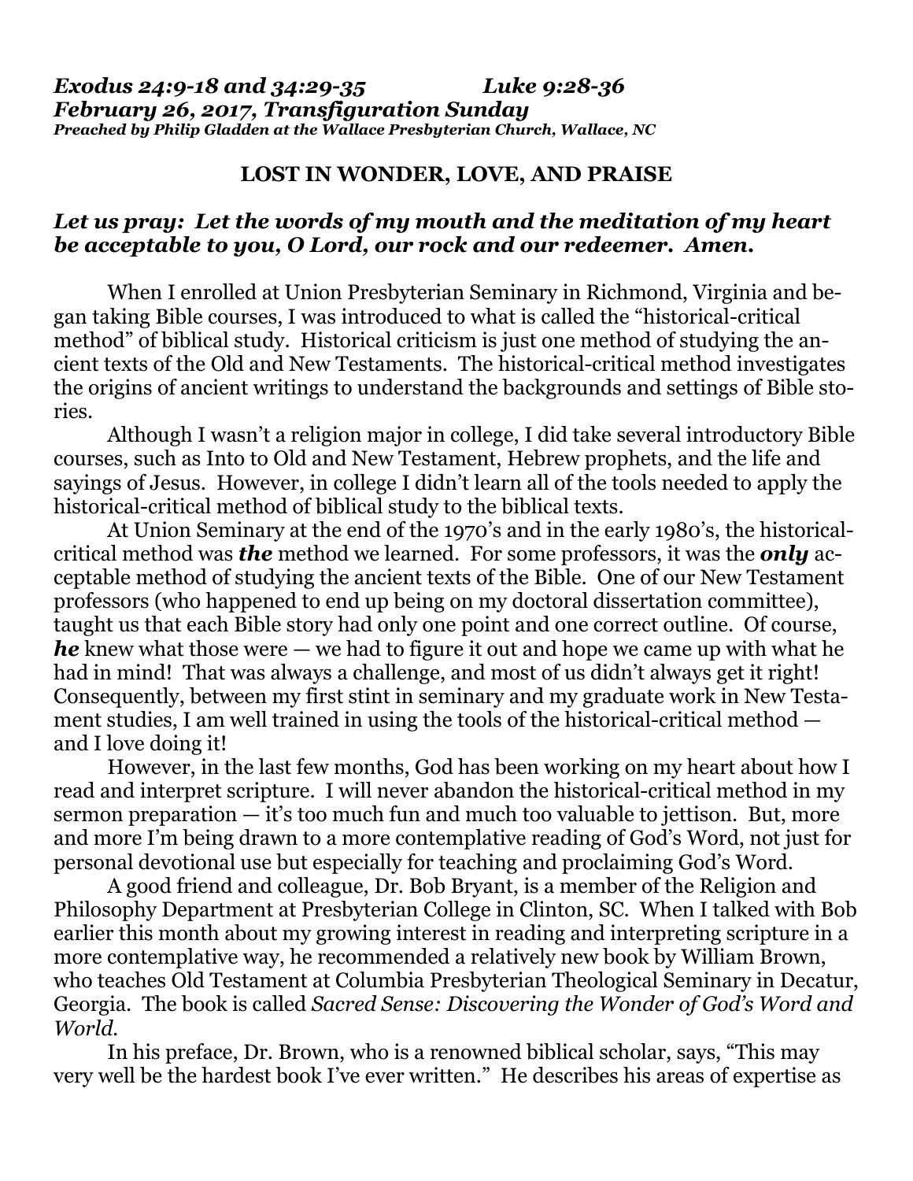***Exodus 24:9-18 and 34:29-35 Luke 9:28-36***
***February 26, 2017, Transfiguration Sunday***
***Preached by Philip Gladden at the Wallace Presbyterian Church, Wallace, NC***

## LOST IN WONDER, LOVE, AND PRAISE

***Let us pray: Let the words of my mouth and the meditation of my heart be acceptable to you, O Lord, our rock and our redeemer. Amen.***

When I enrolled at Union Presbyterian Seminary in Richmond, Virginia and began taking Bible courses, I was introduced to what is called the "historical-critical method" of biblical study. Historical criticism is just one method of studying the ancient texts of the Old and New Testaments. The historical-critical method investigates the origins of ancient writings to understand the backgrounds and settings of Bible stories.

Although I wasn't a religion major in college, I did take several introductory Bible courses, such as Into to Old and New Testament, Hebrew prophets, and the life and sayings of Jesus. However, in college I didn't learn all of the tools needed to apply the historical-critical method of biblical study to the biblical texts.

At Union Seminary at the end of the 1970's and in the early 1980's, the historical-critical method was ***the*** method we learned. For some professors, it was the ***only*** acceptable method of studying the ancient texts of the Bible. One of our New Testament professors (who happened to end up being on my doctoral dissertation committee), taught us that each Bible story had only one point and one correct outline. Of course, ***he*** knew what those were — we had to figure it out and hope we came up with what he had in mind! That was always a challenge, and most of us didn't always get it right! Consequently, between my first stint in seminary and my graduate work in New Testament studies, I am well trained in using the tools of the historical-critical method — and I love doing it!

However, in the last few months, God has been working on my heart about how I read and interpret scripture. I will never abandon the historical-critical method in my sermon preparation — it's too much fun and much too valuable to jettison. But, more and more I'm being drawn to a more contemplative reading of God's Word, not just for personal devotional use but especially for teaching and proclaiming God's Word.

A good friend and colleague, Dr. Bob Bryant, is a member of the Religion and Philosophy Department at Presbyterian College in Clinton, SC. When I talked with Bob earlier this month about my growing interest in reading and interpreting scripture in a more contemplative way, he recommended a relatively new book by William Brown, who teaches Old Testament at Columbia Presbyterian Theological Seminary in Decatur, Georgia. The book is called *Sacred Sense: Discovering the Wonder of God's Word and World.*

In his preface, Dr. Brown, who is a renowned biblical scholar, says, "This may very well be the hardest book I've ever written." He describes his areas of expertise as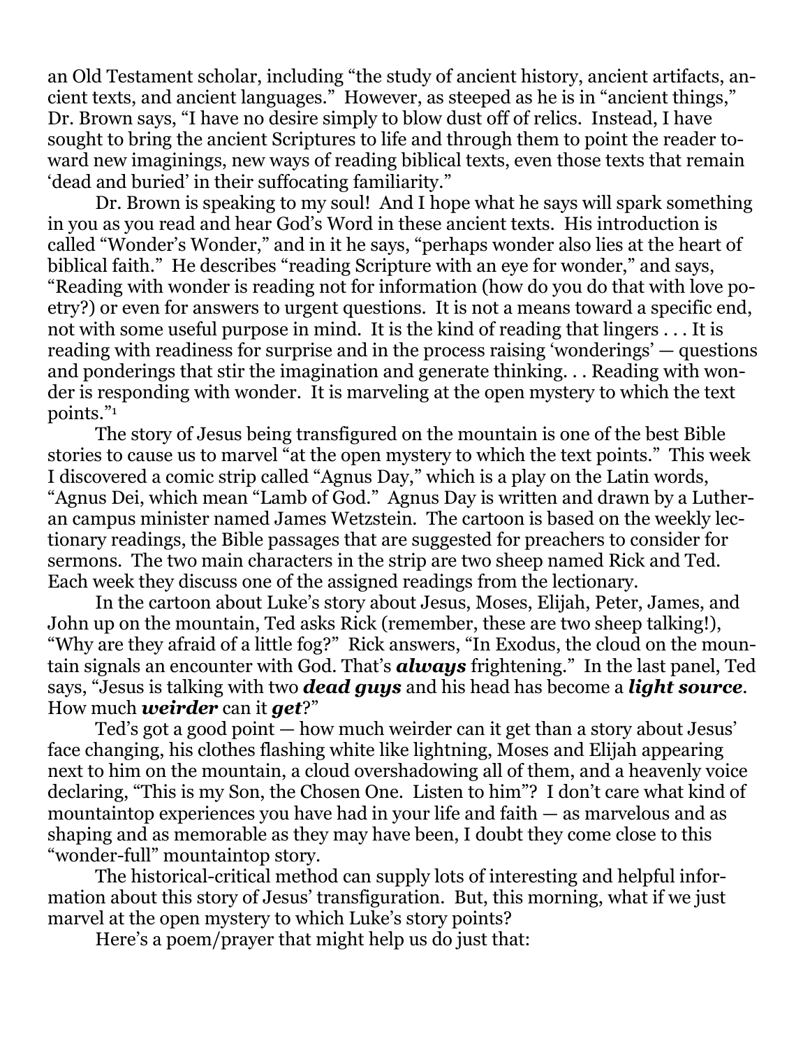an Old Testament scholar, including "the study of ancient history, ancient artifacts, ancient texts, and ancient languages." However, as steeped as he is in "ancient things," Dr. Brown says, "I have no desire simply to blow dust off of relics. Instead, I have sought to bring the ancient Scriptures to life and through them to point the reader toward new imaginings, new ways of reading biblical texts, even those texts that remain 'dead and buried' in their suffocating familiarity."

Dr. Brown is speaking to my soul! And I hope what he says will spark something in you as you read and hear God's Word in these ancient texts. His introduction is called "Wonder's Wonder," and in it he says, "perhaps wonder also lies at the heart of biblical faith." He describes "reading Scripture with an eye for wonder," and says, "Reading with wonder is reading not for information (how do you do that with love poetry?) or even for answers to urgent questions. It is not a means toward a specific end, not with some useful purpose in mind. It is the kind of reading that lingers . . . It is reading with readiness for surprise and in the process raising 'wonderings' — questions and ponderings that stir the imagination and generate thinking. . . Reading with wonder is responding with wonder. It is marveling at the open mystery to which the text points."[1]

The story of Jesus being transfigured on the mountain is one of the best Bible stories to cause us to marvel "at the open mystery to which the text points." This week I discovered a comic strip called "Agnus Day," which is a play on the Latin words, "Agnus Dei, which mean "Lamb of God." Agnus Day is written and drawn by a Lutheran campus minister named James Wetzstein. The cartoon is based on the weekly lectionary readings, the Bible passages that are suggested for preachers to consider for sermons. The two main characters in the strip are two sheep named Rick and Ted. Each week they discuss one of the assigned readings from the lectionary.

In the cartoon about Luke's story about Jesus, Moses, Elijah, Peter, James, and John up on the mountain, Ted asks Rick (remember, these are two sheep talking!), "Why are they afraid of a little fog?" Rick answers, "In Exodus, the cloud on the mountain signals an encounter with God. That's ***always*** frightening." In the last panel, Ted says, "Jesus is talking with two ***dead guys*** and his head has become a ***light source***. How much ***weirder*** can it ***get***?"

Ted's got a good point — how much weirder can it get than a story about Jesus' face changing, his clothes flashing white like lightning, Moses and Elijah appearing next to him on the mountain, a cloud overshadowing all of them, and a heavenly voice declaring, "This is my Son, the Chosen One. Listen to him"? I don't care what kind of mountaintop experiences you have had in your life and faith — as marvelous and as shaping and as memorable as they may have been, I doubt they come close to this "wonder-full" mountaintop story.

The historical-critical method can supply lots of interesting and helpful information about this story of Jesus' transfiguration. But, this morning, what if we just marvel at the open mystery to which Luke's story points?

Here's a poem/prayer that might help us do just that: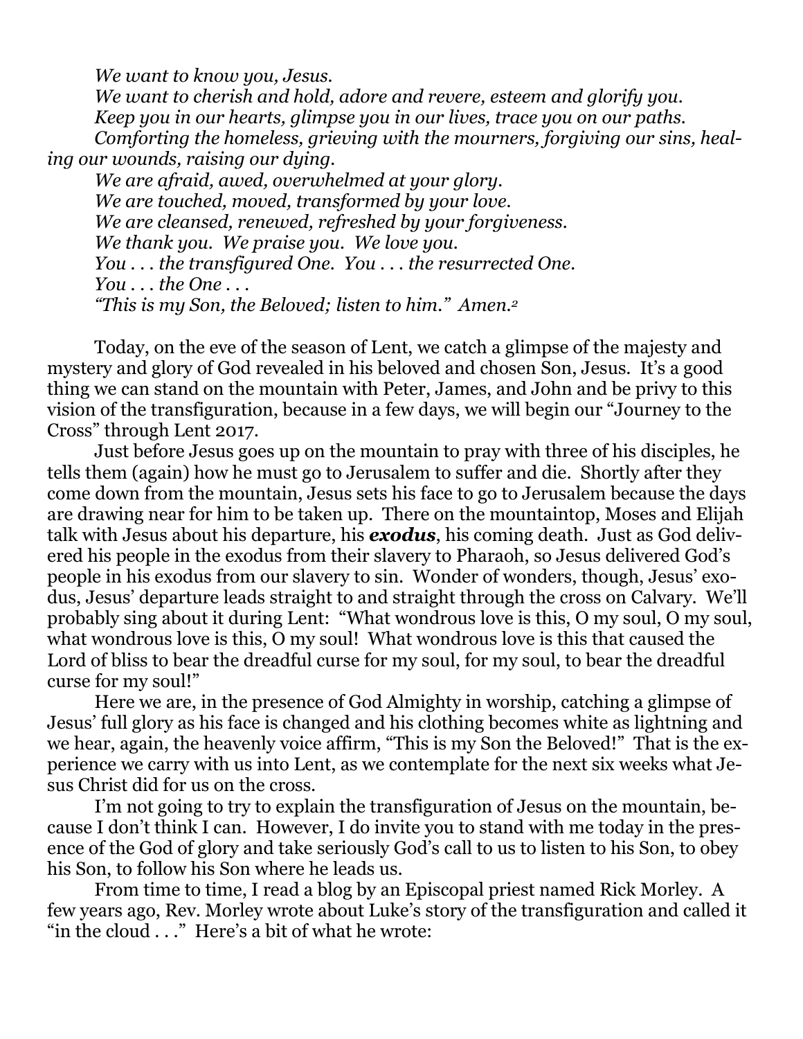*We want to know you, Jesus.*
*We want to cherish and hold, adore and revere, esteem and glorify you.*
*Keep you in our hearts, glimpse you in our lives, trace you on our paths.*
*Comforting the homeless, grieving with the mourners, forgiving our sins, healing our wounds, raising our dying.*
*We are afraid, awed, overwhelmed at your glory.*
*We are touched, moved, transformed by your love.*
*We are cleansed, renewed, refreshed by your forgiveness.*
*We thank you. We praise you. We love you.*
*You . . . the transfigured One. You . . . the resurrected One.*
*You . . . the One . . .*
*"This is my Son, the Beloved; listen to him." Amen.*[2]

Today, on the eve of the season of Lent, we catch a glimpse of the majesty and mystery and glory of God revealed in his beloved and chosen Son, Jesus. It's a good thing we can stand on the mountain with Peter, James, and John and be privy to this vision of the transfiguration, because in a few days, we will begin our "Journey to the Cross" through Lent 2017.

Just before Jesus goes up on the mountain to pray with three of his disciples, he tells them (again) how he must go to Jerusalem to suffer and die. Shortly after they come down from the mountain, Jesus sets his face to go to Jerusalem because the days are drawing near for him to be taken up. There on the mountaintop, Moses and Elijah talk with Jesus about his departure, his ***exodus***, his coming death. Just as God delivered his people in the exodus from their slavery to Pharaoh, so Jesus delivered God's people in his exodus from our slavery to sin. Wonder of wonders, though, Jesus' exodus, Jesus' departure leads straight to and straight through the cross on Calvary. We'll probably sing about it during Lent: "What wondrous love is this, O my soul, O my soul, what wondrous love is this, O my soul! What wondrous love is this that caused the Lord of bliss to bear the dreadful curse for my soul, for my soul, to bear the dreadful curse for my soul!"

Here we are, in the presence of God Almighty in worship, catching a glimpse of Jesus' full glory as his face is changed and his clothing becomes white as lightning and we hear, again, the heavenly voice affirm, "This is my Son the Beloved!" That is the experience we carry with us into Lent, as we contemplate for the next six weeks what Jesus Christ did for us on the cross.

I'm not going to try to explain the transfiguration of Jesus on the mountain, because I don't think I can. However, I do invite you to stand with me today in the presence of the God of glory and take seriously God's call to us to listen to his Son, to obey his Son, to follow his Son where he leads us.

From time to time, I read a blog by an Episcopal priest named Rick Morley. A few years ago, Rev. Morley wrote about Luke's story of the transfiguration and called it "in the cloud . . ." Here's a bit of what he wrote: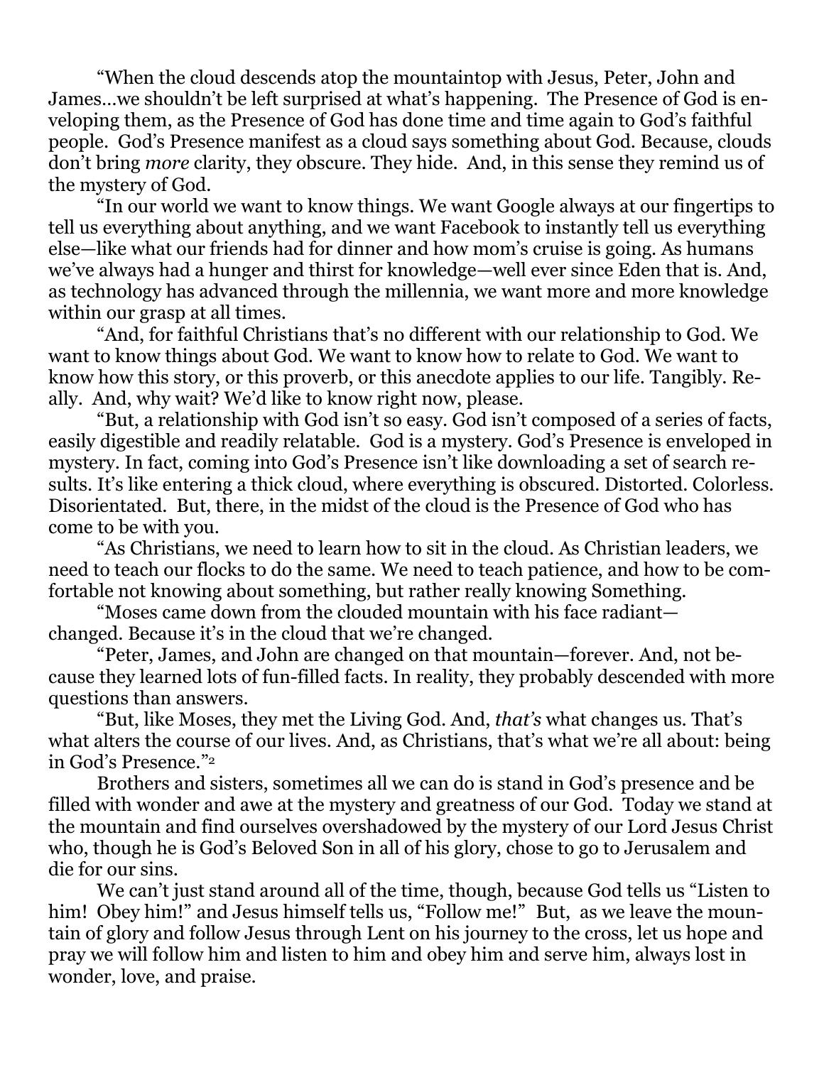"When the cloud descends atop the mountaintop with Jesus, Peter, John and James…we shouldn't be left surprised at what's happening. The Presence of God is enveloping them, as the Presence of God has done time and time again to God's faithful people. God's Presence manifest as a cloud says something about God. Because, clouds don't bring *more* clarity, they obscure. They hide. And, in this sense they remind us of the mystery of God.

"In our world we want to know things. We want Google always at our fingertips to tell us everything about anything, and we want Facebook to instantly tell us everything else—like what our friends had for dinner and how mom's cruise is going. As humans we've always had a hunger and thirst for knowledge—well ever since Eden that is. And, as technology has advanced through the millennia, we want more and more knowledge within our grasp at all times.

"And, for faithful Christians that's no different with our relationship to God. We want to know things about God. We want to know how to relate to God. We want to know how this story, or this proverb, or this anecdote applies to our life. Tangibly. Really. And, why wait? We'd like to know right now, please.

"But, a relationship with God isn't so easy. God isn't composed of a series of facts, easily digestible and readily relatable. God is a mystery. God's Presence is enveloped in mystery. In fact, coming into God's Presence isn't like downloading a set of search results. It's like entering a thick cloud, where everything is obscured. Distorted. Colorless. Disorientated. But, there, in the midst of the cloud is the Presence of God who has come to be with you.

"As Christians, we need to learn how to sit in the cloud. As Christian leaders, we need to teach our flocks to do the same. We need to teach patience, and how to be comfortable not knowing about something, but rather really knowing Something.

"Moses came down from the clouded mountain with his face radiant—changed. Because it's in the cloud that we're changed.

"Peter, James, and John are changed on that mountain—forever. And, not because they learned lots of fun-filled facts. In reality, they probably descended with more questions than answers.

"But, like Moses, they met the Living God. And, *that's* what changes us. That's what alters the course of our lives. And, as Christians, that's what we're all about: being in God's Presence."[2]

Brothers and sisters, sometimes all we can do is stand in God's presence and be filled with wonder and awe at the mystery and greatness of our God. Today we stand at the mountain and find ourselves overshadowed by the mystery of our Lord Jesus Christ who, though he is God's Beloved Son in all of his glory, chose to go to Jerusalem and die for our sins.

We can't just stand around all of the time, though, because God tells us "Listen to him! Obey him!" and Jesus himself tells us, "Follow me!" But, as we leave the mountain of glory and follow Jesus through Lent on his journey to the cross, let us hope and pray we will follow him and listen to him and obey him and serve him, always lost in wonder, love, and praise.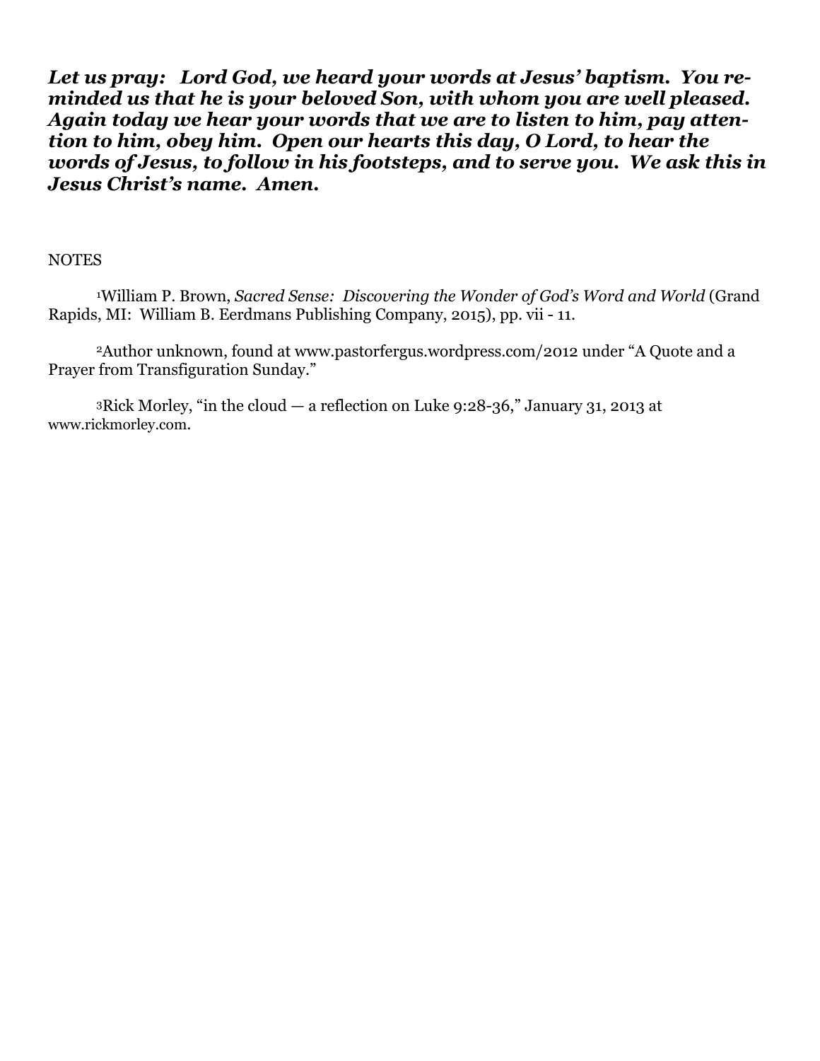***Let us pray: Lord God, we heard your words at Jesus' baptism. You reminded us that he is your beloved Son, with whom you are well pleased. Again today we hear your words that we are to listen to him, pay attention to him, obey him. Open our hearts this day, O Lord, to hear the words of Jesus, to follow in his footsteps, and to serve you. We ask this in Jesus Christ's name. Amen.***

NOTES

[1]William P. Brown, *Sacred Sense: Discovering the Wonder of God's Word and World* (Grand Rapids, MI: William B. Eerdmans Publishing Company, 2015), pp. vii - 11.

[2]Author unknown, found at www.pastorfergus.wordpress.com/2012 under "A Quote and a Prayer from Transfiguration Sunday."

[3]Rick Morley, "in the cloud — a reflection on Luke 9:28-36," January 31, 2013 at www.rickmorley.com.